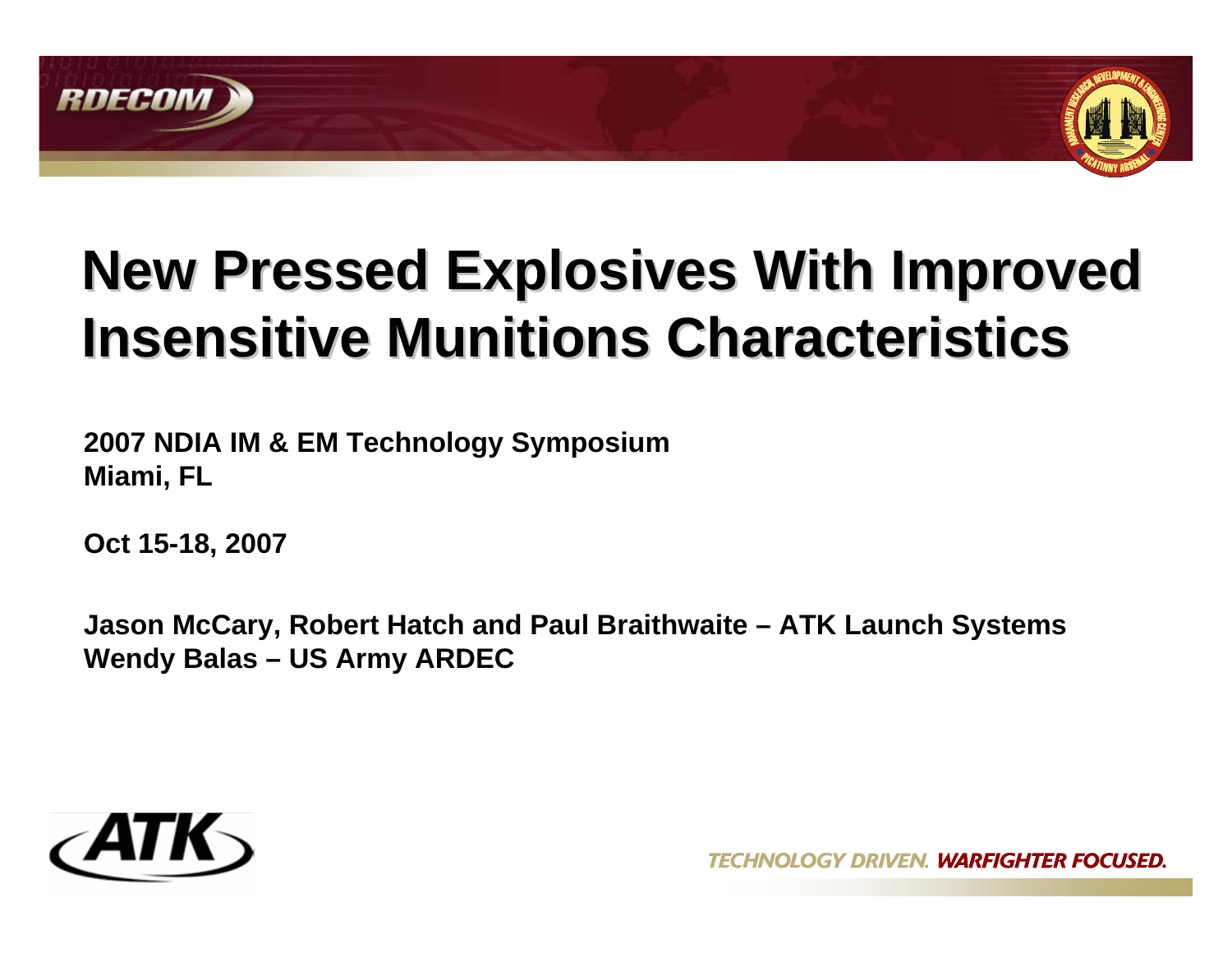# New Pressed Explosives With Improved Insensitive Munitions Characteristics

**2007 NDIA IM & EM Technology Symposium**
**Miami, FL**

**Oct 15-18, 2007**

**Jason McCary, Robert Hatch and Paul Braithwaite – ATK Launch Systems**
**Wendy Balas – US Army ARDEC**

TECHNOLOGY DRIVEN. ***WARFIGHTER FOCUSED.***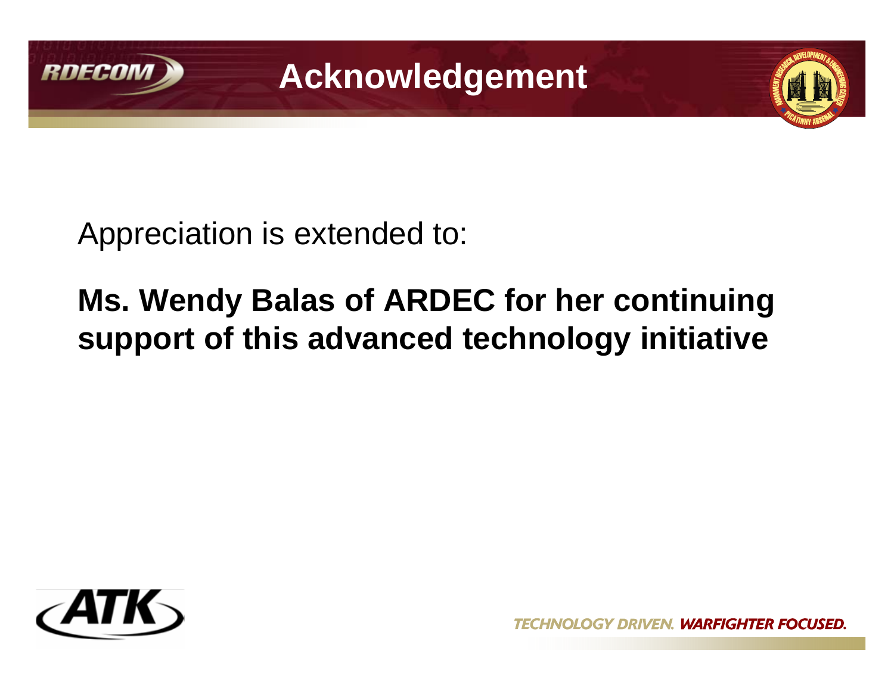# Acknowledgement

Appreciation is extended to:

**Ms. Wendy Balas of ARDEC for her continuing support of this advanced technology initiative**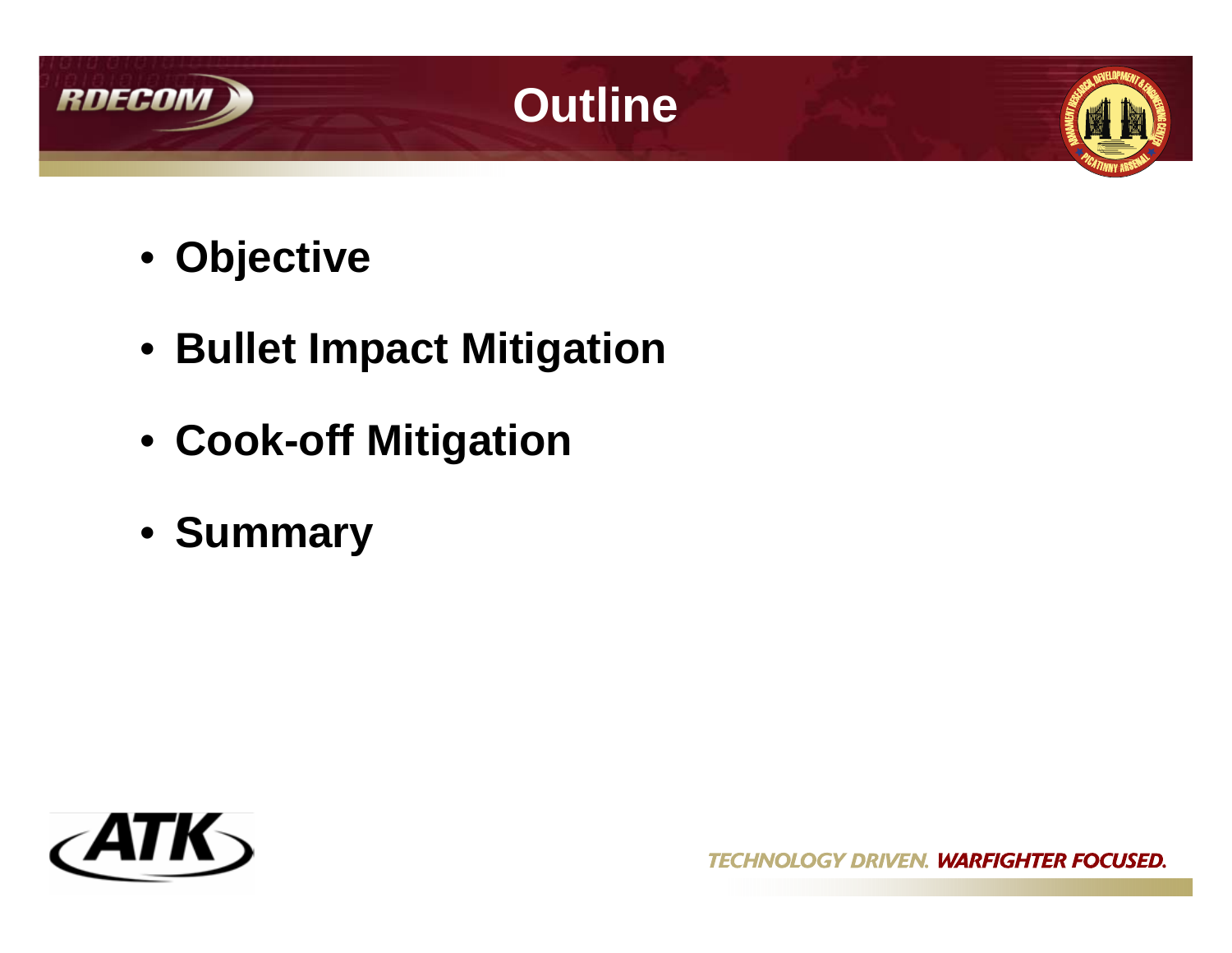# Outline

- **Objective**
- **Bullet Impact Mitigation**
- **Cook-off Mitigation**
- **Summary**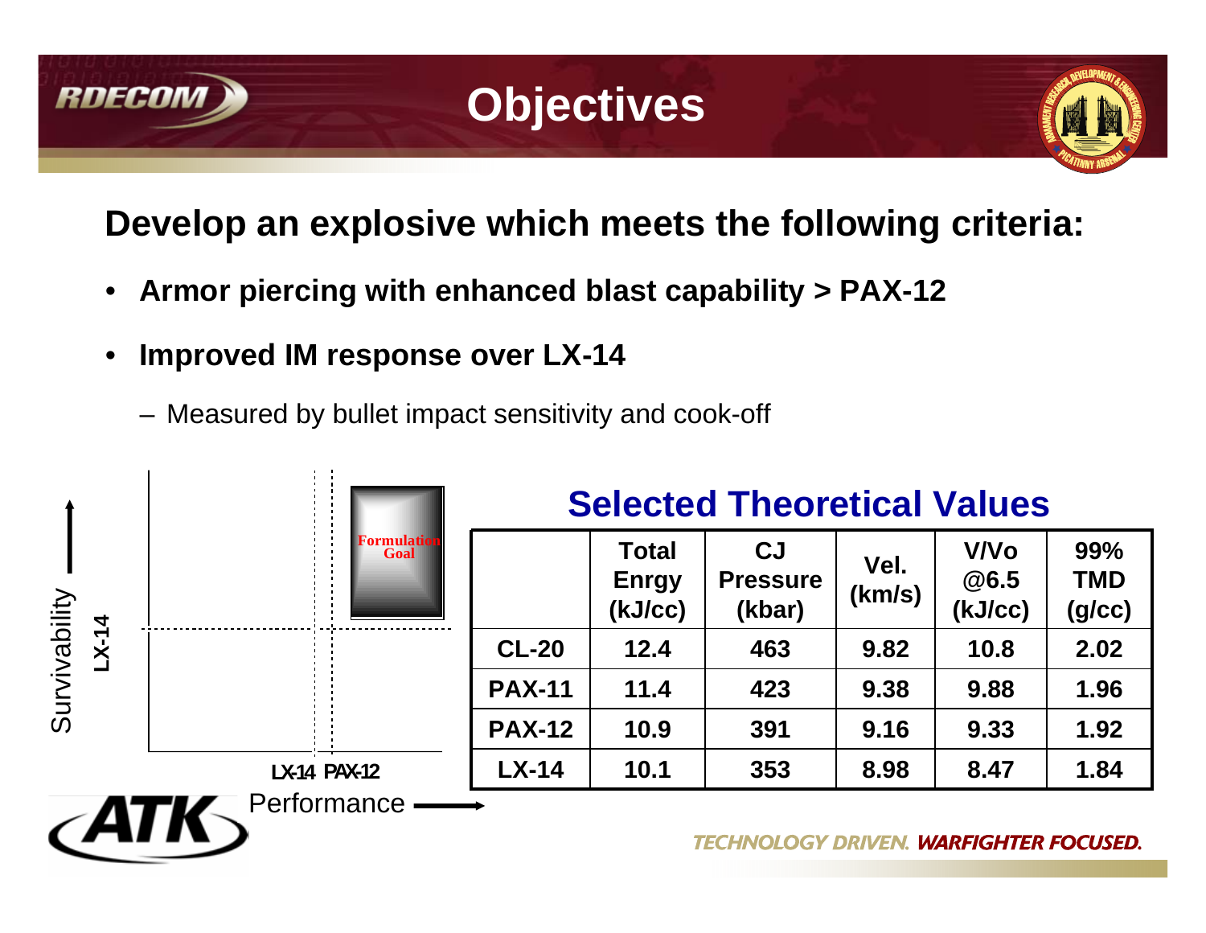# Objectives

## Develop an explosive which meets the following criteria:

- **Armor piercing with enhanced blast capability > PAX-12**
- **Improved IM response over LX-14**
  - Measured by bullet impact sensitivity and cook-off

Survivability — LX-14

Formulation Goal

LX-14 PAX-12

Performance

### Selected Theoretical Values

| | Total Enrgy (kJ/cc) | CJ Pressure (kbar) | Vel. (km/s) | V/Vo @6.5 (kJ/cc) | 99% TMD (g/cc) |
|---|---|---|---|---|---|
| **CL-20** | 12.4 | 463 | 9.82 | 10.8 | 2.02 |
| **PAX-11** | 11.4 | 423 | 9.38 | 9.88 | 1.96 |
| **PAX-12** | 10.9 | 391 | 9.16 | 9.33 | 1.92 |
| **LX-14** | 10.1 | 353 | 8.98 | 8.47 | 1.84 |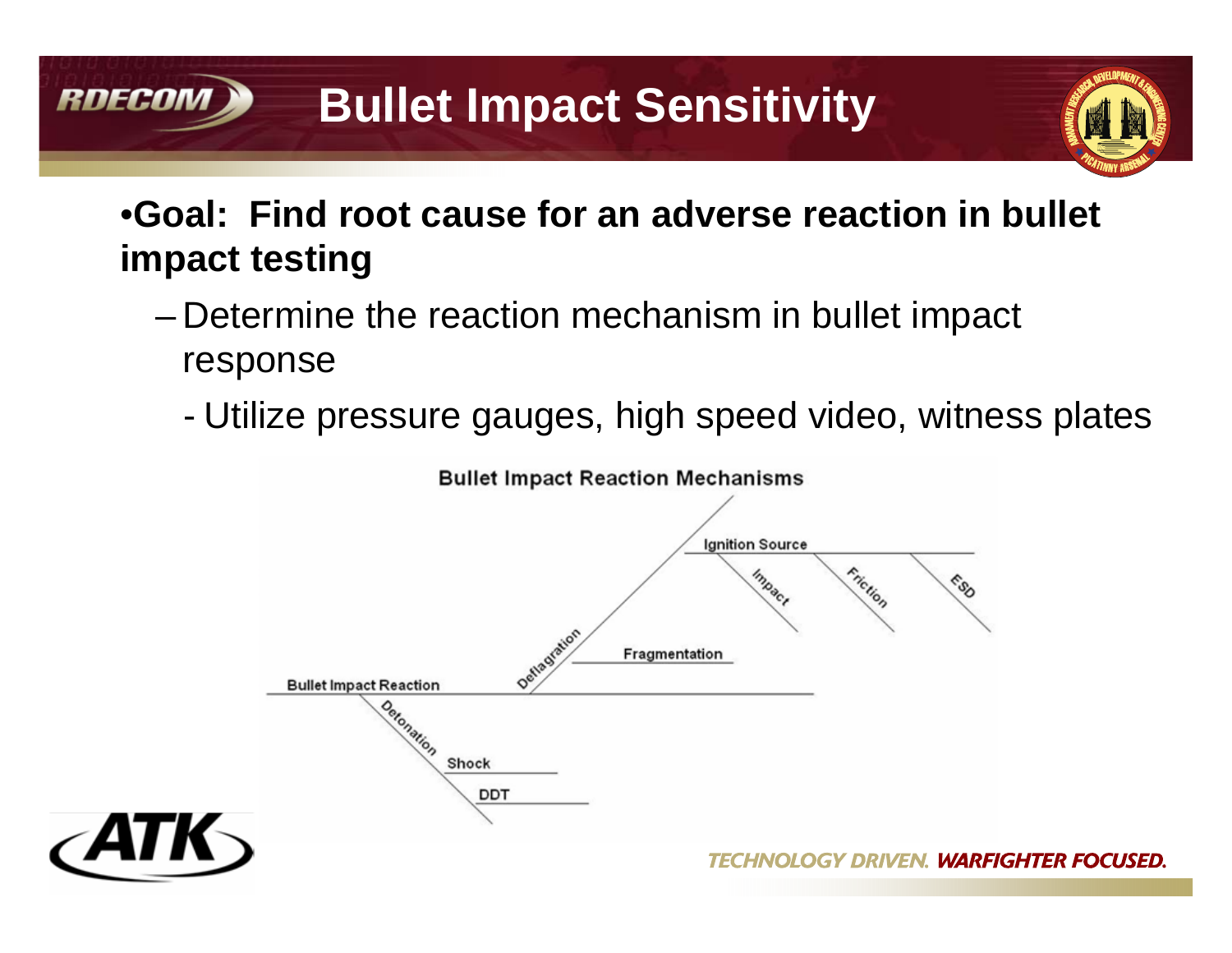# Bullet Impact Sensitivity

- **Goal: Find root cause for an adverse reaction in bullet impact testing**
  - Determine the reaction mechanism in bullet impact response
    - Utilize pressure gauges, high speed video, witness plates

**Bullet Impact Reaction Mechanisms**

- Bullet Impact Reaction
  - Deflagration
    - Fragmentation
    - Ignition Source
      - Impact
      - Friction
      - ESD
  - Detonation
    - Shock
    - DDT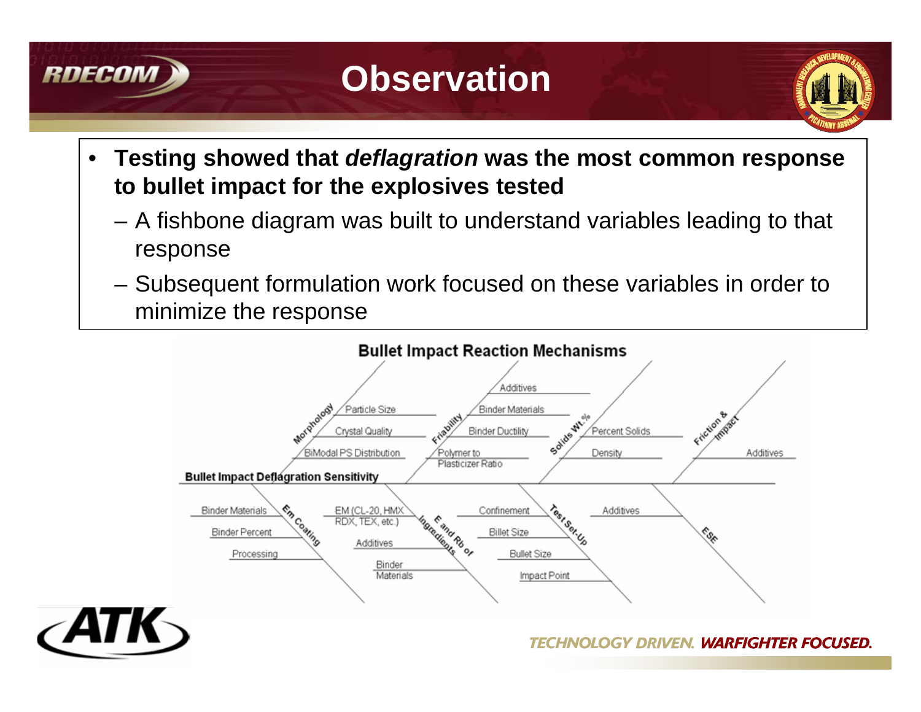# Observation

- **Testing showed that *deflagration* was the most common response to bullet impact for the explosives tested**
  - A fishbone diagram was built to understand variables leading to that response
  - Subsequent formulation work focused on these variables in order to minimize the response

**Bullet Impact Reaction Mechanisms**

**Bullet Impact Deflagration Sensitivity**

- Morphology
  - Particle Size
  - Crystal Quality
  - BiModal PS Distribution
- Friability
  - Additives
  - Binder Materials
  - Binder Ductility
  - Polymer to Plasticizer Ratio
- Solids Wt.%
  - Percent Solids
  - Density
- Friction & Impact
  - Additives
- Em Coating
  - Binder Materials
  - Binder Percent
  - Processing
- E and Rb of Ingredients
  - EM (CL-20, HMX RDX, TEX, etc.)
  - Additives
  - Binder Materials
- Test Set-Up
  - Confinement
  - Billet Size
  - Bullet Size
  - Impact Point
- ESE
  - Additives

TECHNOLOGY DRIVEN. WARFIGHTER FOCUSED.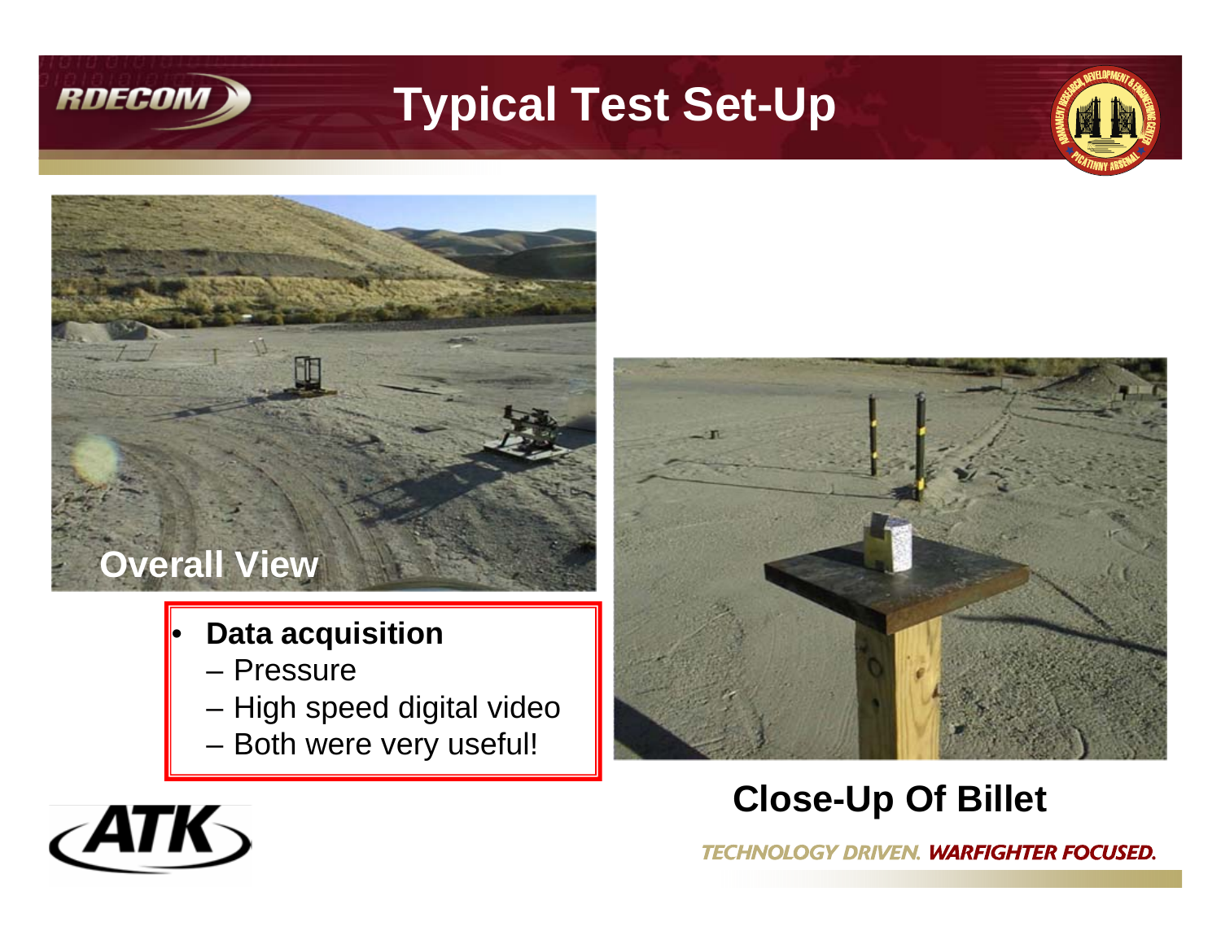# Typical Test Set-Up

Overall View

- **Data acquisition**
  - Pressure
  - High speed digital video
  - Both were very useful!

**Close-Up Of Billet**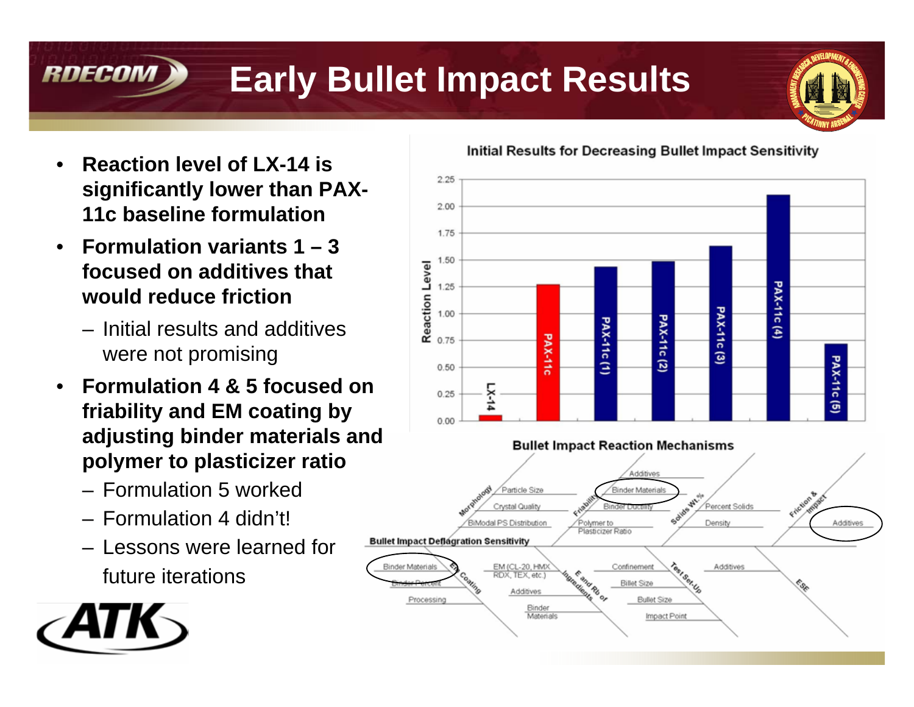# Early Bullet Impact Results

- **Reaction level of LX-14 is significantly lower than PAX-11c baseline formulation**
- **Formulation variants 1 – 3 focused on additives that would reduce friction**
  - Initial results and additives were not promising
- **Formulation 4 & 5 focused on friability and EM coating by adjusting binder materials and polymer to plasticizer ratio**
  - Formulation 5 worked
  - Formulation 4 didn't!
  - Lessons were learned for future iterations

**Initial Results for Decreasing Bullet Impact Sensitivity**

| Formulation | Reaction Level (approx.) |
| --- | --- |
| LX-14 | 0.05 |
| PAX-11c | 1.27 |
| PAX-11c (1) | 1.43 |
| PAX-11c (2) | 1.48 |
| PAX-11c (3) | 1.62 |
| PAX-11c (4) | 2.10 |
| PAX-11c (5) | 0.72 |

**Bullet Impact Reaction Mechanisms**

Bullet Impact Deflagration Sensitivity

- Morphology: Particle Size; Crystal Quality; BiModal PS Distribution
- Friability: Additives; Binder Materials; Binder Ductility; Polymer to Plasticizer Ratio
- Solids Wt.%: Percent Solids; Density
- Friction & Impact: Additives
- EM Coating: Binder Materials; Binder Percent; Processing
- E and Rb of Ingredients: EM (CL-20, HMX RDX, TEX, etc.); Additives; Binder Materials
- Test Set-Up: Confinement; Billet Size; Bullet Size; Impact Point
- ESE: Additives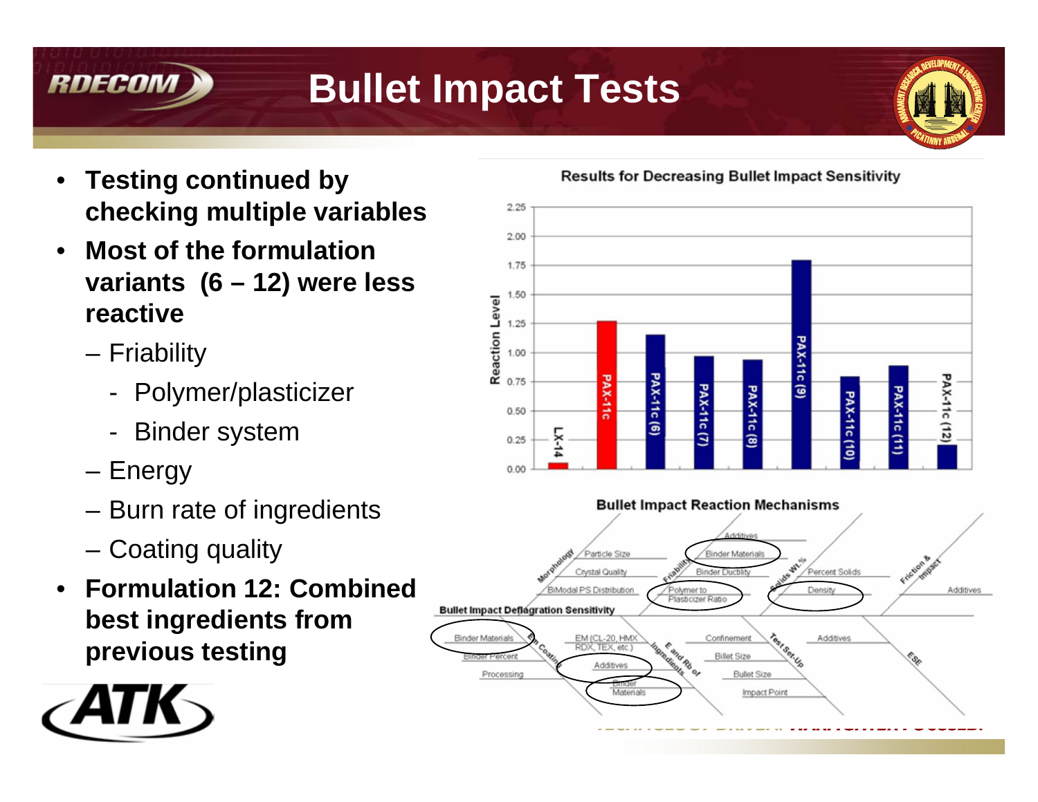# Bullet Impact Tests

- **Testing continued by checking multiple variables**
- **Most of the formulation variants (6 – 12) were less reactive**
  - Friability
    - Polymer/plasticizer
    - Binder system
  - Energy
  - Burn rate of ingredients
  - Coating quality
- **Formulation 12: Combined best ingredients from previous testing**

**Results for Decreasing Bullet Impact Sensitivity**

| Formulation | Reaction Level (approx.) |
|---|---|
| LX-14 | 0.05 |
| PAX-11c | 1.27 |
| PAX-11c (6) | 1.15 |
| PAX-11c (7) | 0.97 |
| PAX-11c (8) | 0.94 |
| PAX-11c (9) | 1.80 |
| PAX-11c (10) | 0.79 |
| PAX-11c (11) | 0.88 |
| PAX-11c (12) | 0.21 |

**Bullet Impact Reaction Mechanisms**

Bullet Impact Deflagration Sensitivity

- Morphology: Particle Size, Crystal Quality, BiModal PS Distribution
- Friability: Additives, Binder Materials, Binder Ductility, Polymer to Plasticizer Ratio
- Solids Wt.%: Percent Solids, Density
- Friction & Impact: Additives
- Em Coating: Binder Materials, Binder Percent, Processing
- E and Rb of Ingredients: EM (CL-20, HMX, RDX, TEX, etc.), Additives, Binder Materials
- Test Set-Up: Confinement, Billet Size, Bullet Size, Impact Point
- ESE: Additives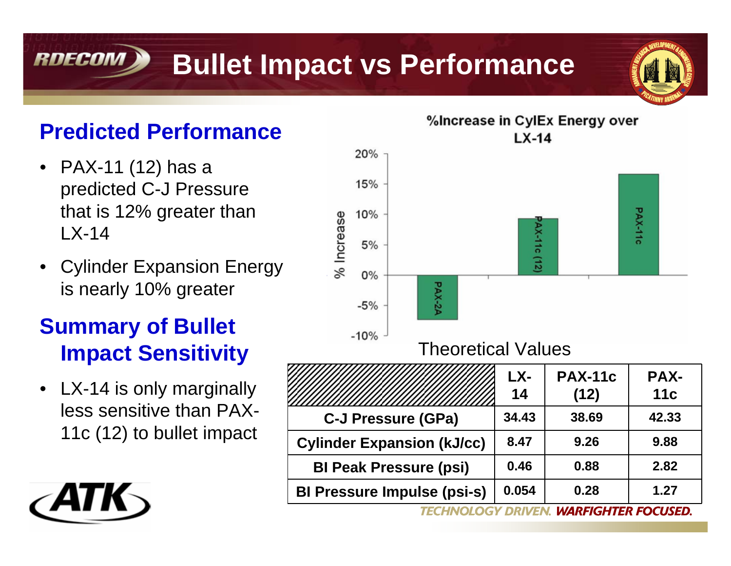# Bullet Impact vs Performance

## Predicted Performance

- PAX-11 (12) has a predicted C-J Pressure that is 12% greater than LX-14
- Cylinder Expansion Energy is nearly 10% greater

## Summary of Bullet Impact Sensitivity

- LX-14 is only marginally less sensitive than PAX-11c (12) to bullet impact

%Increase in CylEx Energy over LX-14

Theoretical Values

| | LX-14 | PAX-11c (12) | PAX-11c |
|---|---|---|---|
| C-J Pressure (GPa) | 34.43 | 38.69 | 42.33 |
| Cylinder Expansion (kJ/cc) | 8.47 | 9.26 | 9.88 |
| BI Peak Pressure (psi) | 0.46 | 0.88 | 2.82 |
| BI Pressure Impulse (psi-s) | 0.054 | 0.28 | 1.27 |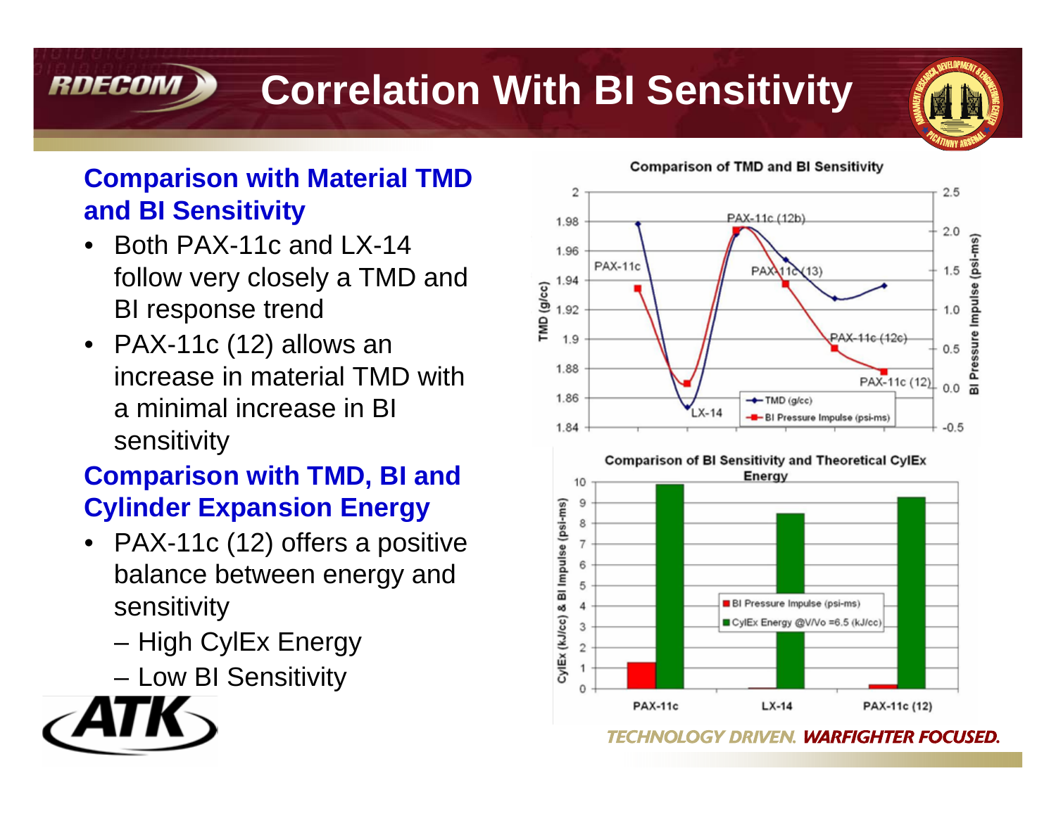# Correlation With BI Sensitivity

### Comparison with Material TMD and BI Sensitivity

- Both PAX-11c and LX-14 follow very closely a TMD and BI response trend
- PAX-11c (12) allows an increase in material TMD with a minimal increase in BI sensitivity

### Comparison with TMD, BI and Cylinder Expansion Energy

- PAX-11c (12) offers a positive balance between energy and sensitivity
  - High CylEx Energy
  - Low BI Sensitivity

**Comparison of TMD and BI Sensitivity**

**Comparison of BI Sensitivity and Theoretical CylEx Energy**

*TECHNOLOGY DRIVEN. WARFIGHTER FOCUSED.*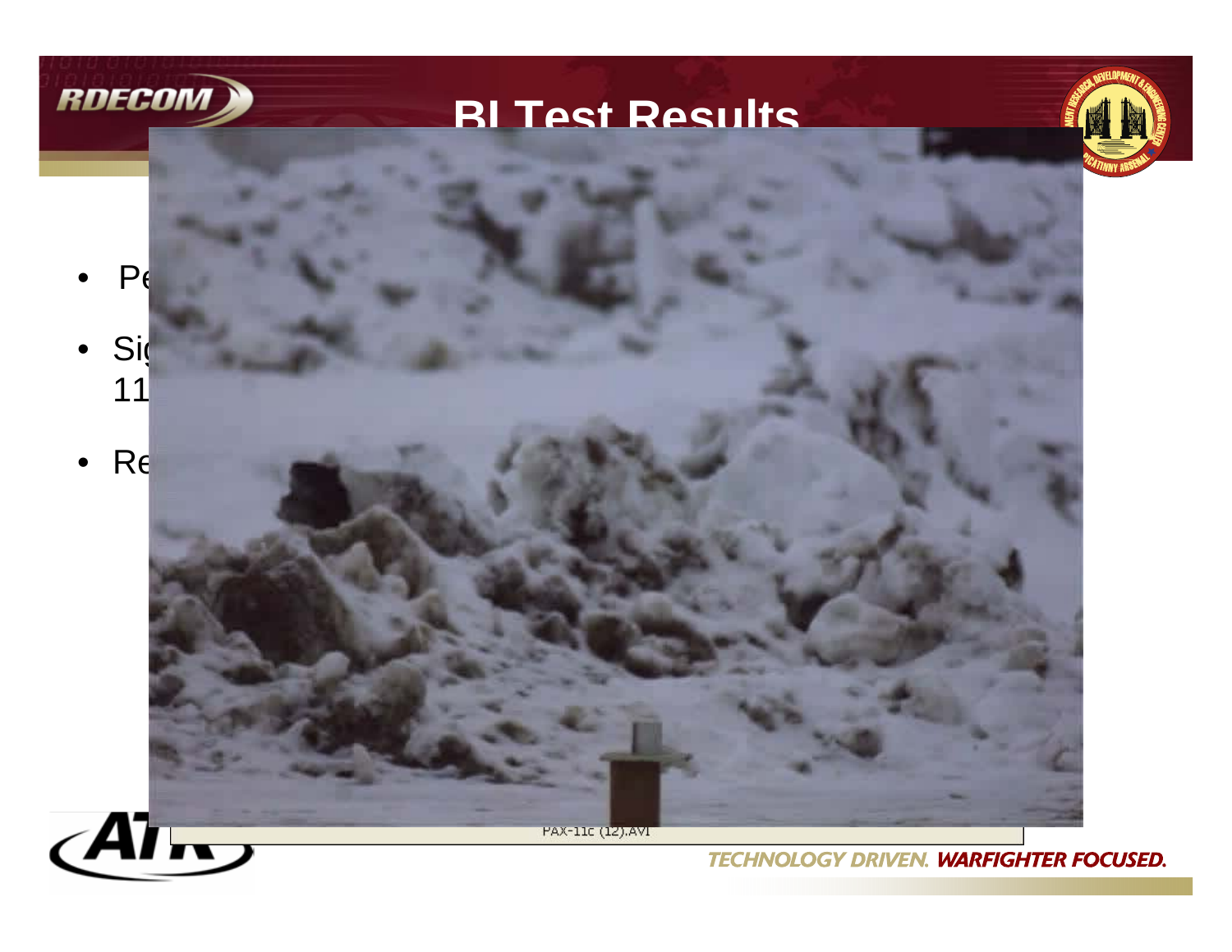# BI Test Results

- Pe
- Si
  11
- Re

PAX-11c (12).AVI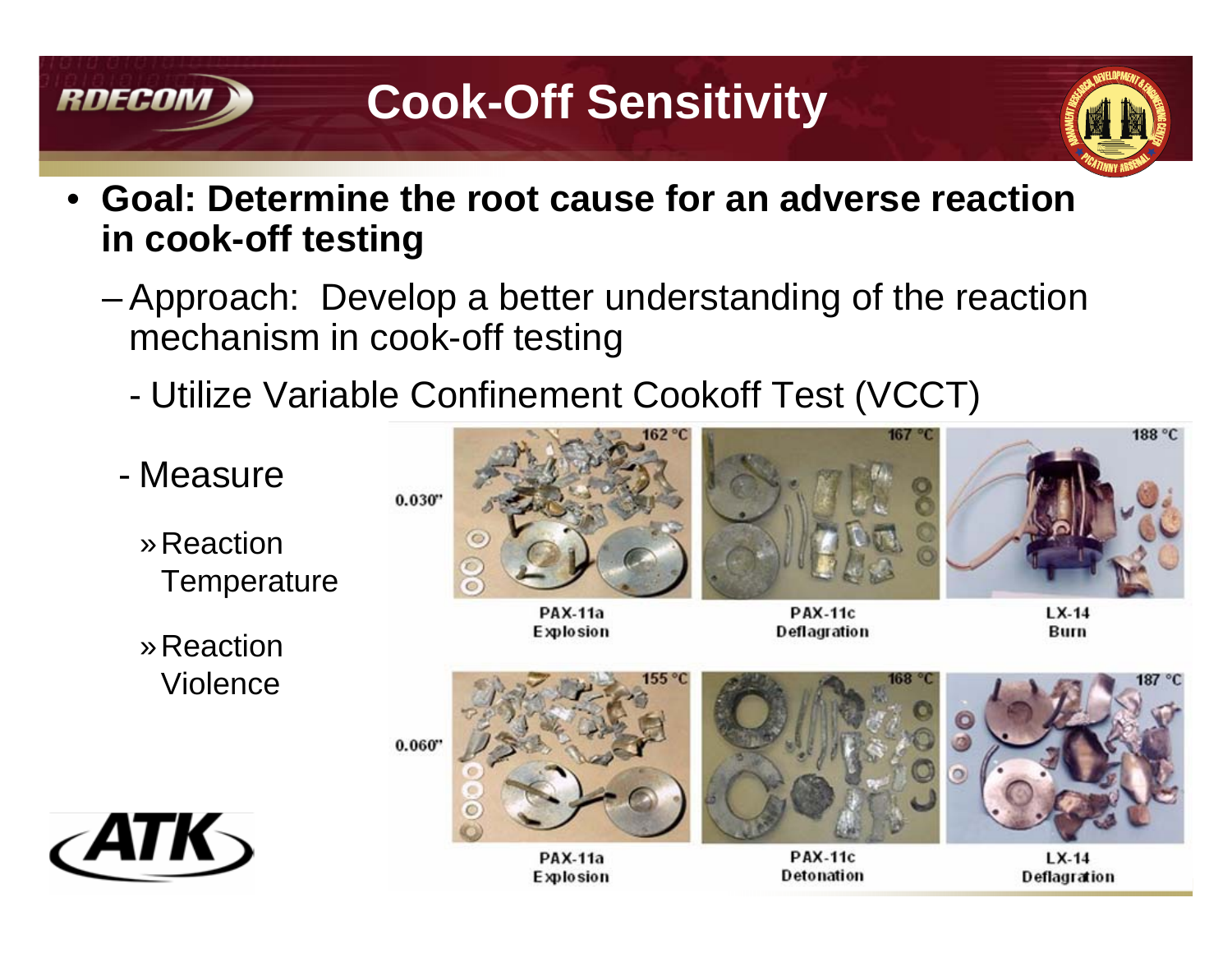# Cook-Off Sensitivity

- **Goal: Determine the root cause for an adverse reaction in cook-off testing**
  - Approach: Develop a better understanding of the reaction mechanism in cook-off testing
    - Utilize Variable Confinement Cookoff Test (VCCT)
    - Measure
      - Reaction Temperature
      - Reaction Violence

| | PAX-11a | PAX-11c | LX-14 |
|---|---|---|---|
| 0.030" | 162 °C, Explosion | 167 °C, Deflagration | 188 °C, Burn |
| 0.060" | 155 °C, Explosion | 168 °C, Detonation | 187 °C, Deflagration |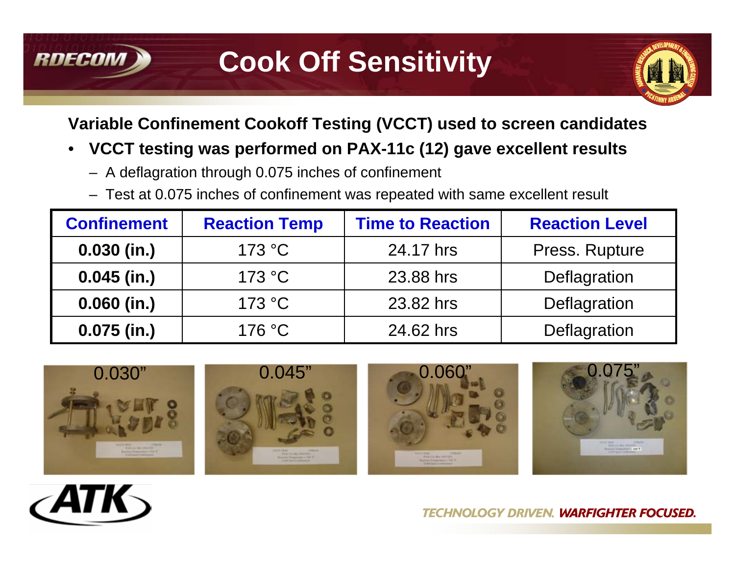# Cook Off Sensitivity

**Variable Confinement Cookoff Testing (VCCT) used to screen candidates**

- **VCCT testing was performed on PAX-11c (12) gave excellent results**
  - A deflagration through 0.075 inches of confinement
  - Test at 0.075 inches of confinement was repeated with same excellent result

| Confinement | Reaction Temp | Time to Reaction | Reaction Level |
|---|---|---|---|
| **0.030 (in.)** | 173 °C | 24.17 hrs | Press. Rupture |
| **0.045 (in.)** | 173 °C | 23.88 hrs | Deflagration |
| **0.060 (in.)** | 173 °C | 23.82 hrs | Deflagration |
| **0.075 (in.)** | 176 °C | 24.62 hrs | Deflagration |

0.030" 0.045" 0.060" 0.075"

TECHNOLOGY DRIVEN. WARFIGHTER FOCUSED.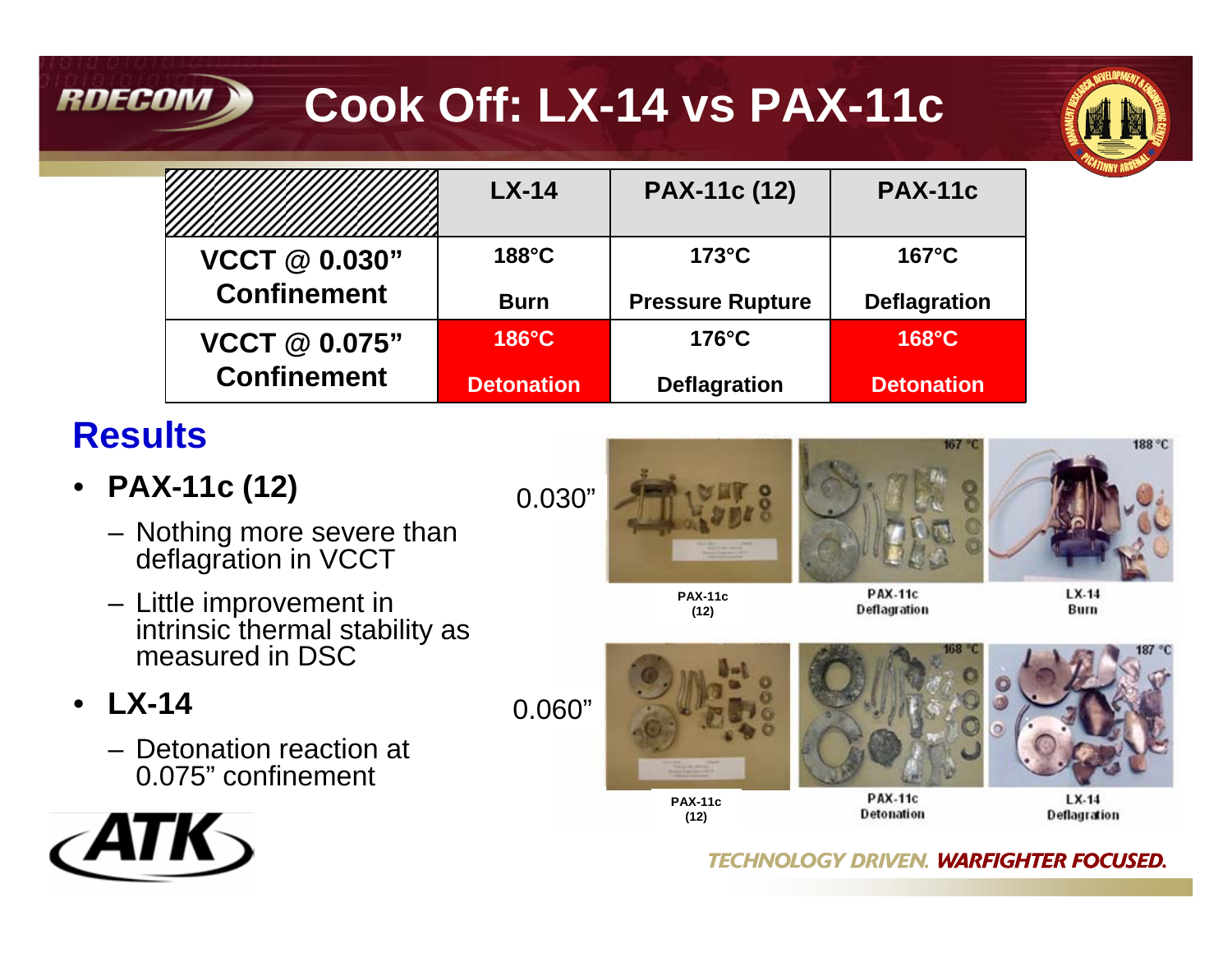# Cook Off: LX-14 vs PAX-11c

| | LX-14 | PAX-11c (12) | PAX-11c |
|---|---|---|---|
| **VCCT @ 0.030" Confinement** | **188°C** **Burn** | **173°C** **Pressure Rupture** | **167°C** **Deflagration** |
| **VCCT @ 0.075" Confinement** | **186°C** **Detonation** | **176°C** **Deflagration** | **168°C** **Detonation** |

## Results

- **PAX-11c (12)**
  - Nothing more severe than deflagration in VCCT
  - Little improvement in intrinsic thermal stability as measured in DSC
- **LX-14**
  - Detonation reaction at 0.075" confinement

0.030"

PAX-11c (12) | PAX-11c Deflagration (167 °C) | LX-14 Burn (188 °C)

0.060"

PAX-11c (12) | PAX-11c Detonation (168 °C) | LX-14 Deflagration (187 °C)

TECHNOLOGY DRIVEN. WARFIGHTER FOCUSED.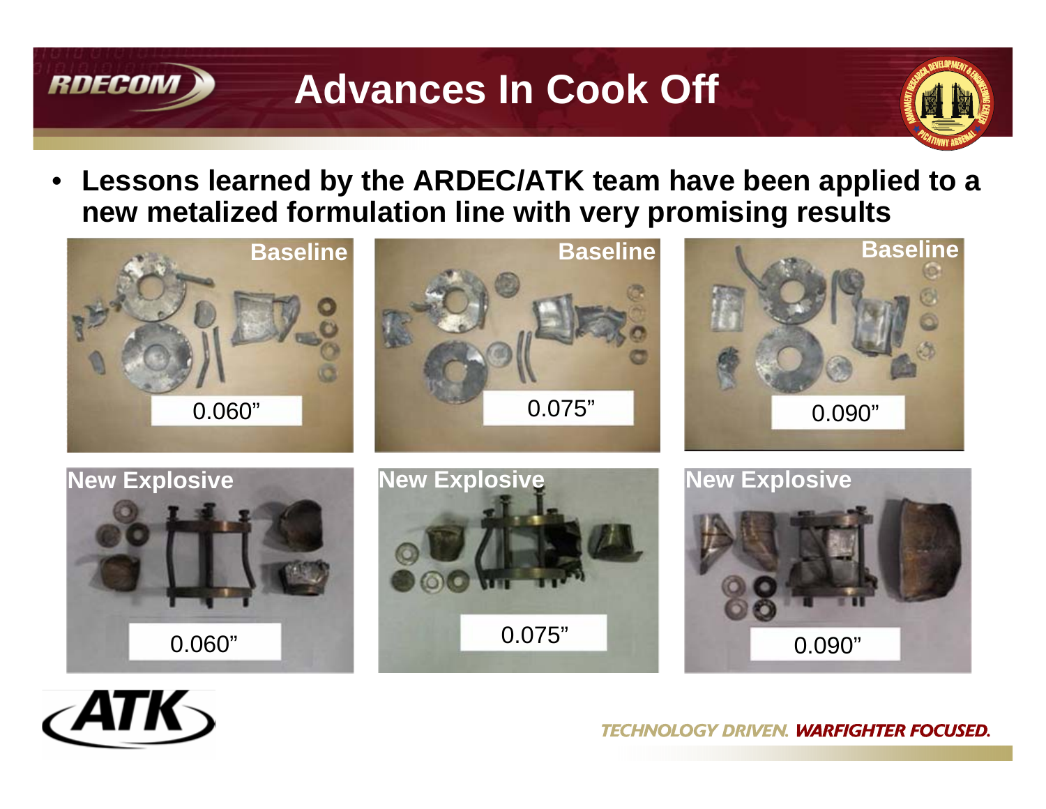# Advances In Cook Off

- **Lessons learned by the ARDEC/ATK team have been applied to a new metalized formulation line with very promising results**

| | 0.060" | 0.075" | 0.090" |
|---|---|---|---|
| Baseline | 0.060" | 0.075" | 0.090" |
| New Explosive | 0.060" | 0.075" | 0.090" |

*TECHNOLOGY DRIVEN.* ***WARFIGHTER FOCUSED.***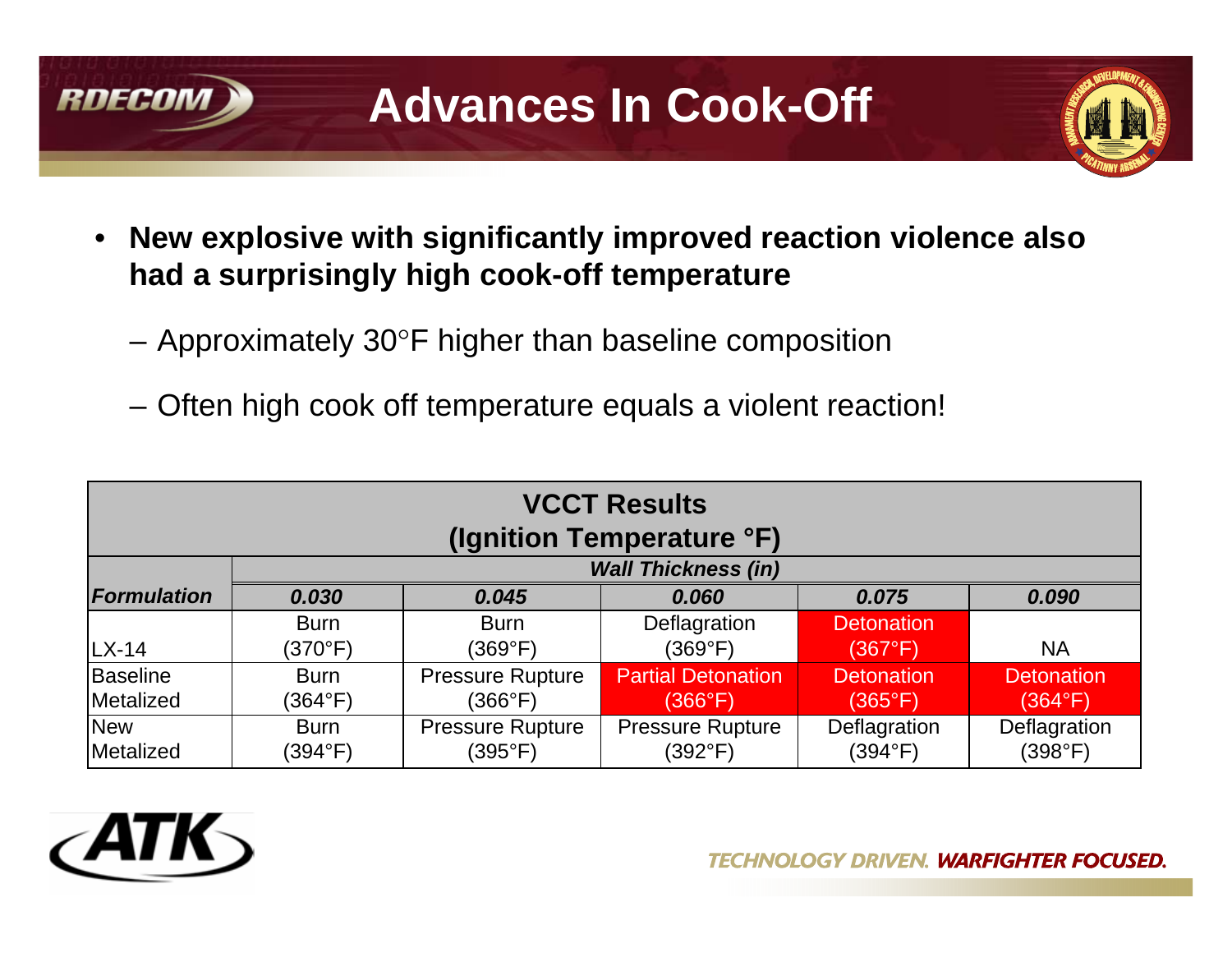# Advances In Cook-Off

- **New explosive with significantly improved reaction violence also had a surprisingly high cook-off temperature**
  - Approximately 30°F higher than baseline composition
  - Often high cook off temperature equals a violent reaction!

**VCCT Results (Ignition Temperature °F)**

| | *Wall Thickness (in)* | | | | |
|---|---|---|---|---|---|
| ***Formulation*** | ***0.030*** | ***0.045*** | ***0.060*** | ***0.075*** | ***0.090*** |
| LX-14 | Burn (370°F) | Burn (369°F) | Deflagration (369°F) | Detonation (367°F) | NA |
| Baseline Metalized | Burn (364°F) | Pressure Rupture (366°F) | Partial Detonation (366°F) | Detonation (365°F) | Detonation (364°F) |
| New Metalized | Burn (394°F) | Pressure Rupture (395°F) | Pressure Rupture (392°F) | Deflagration (394°F) | Deflagration (398°F) |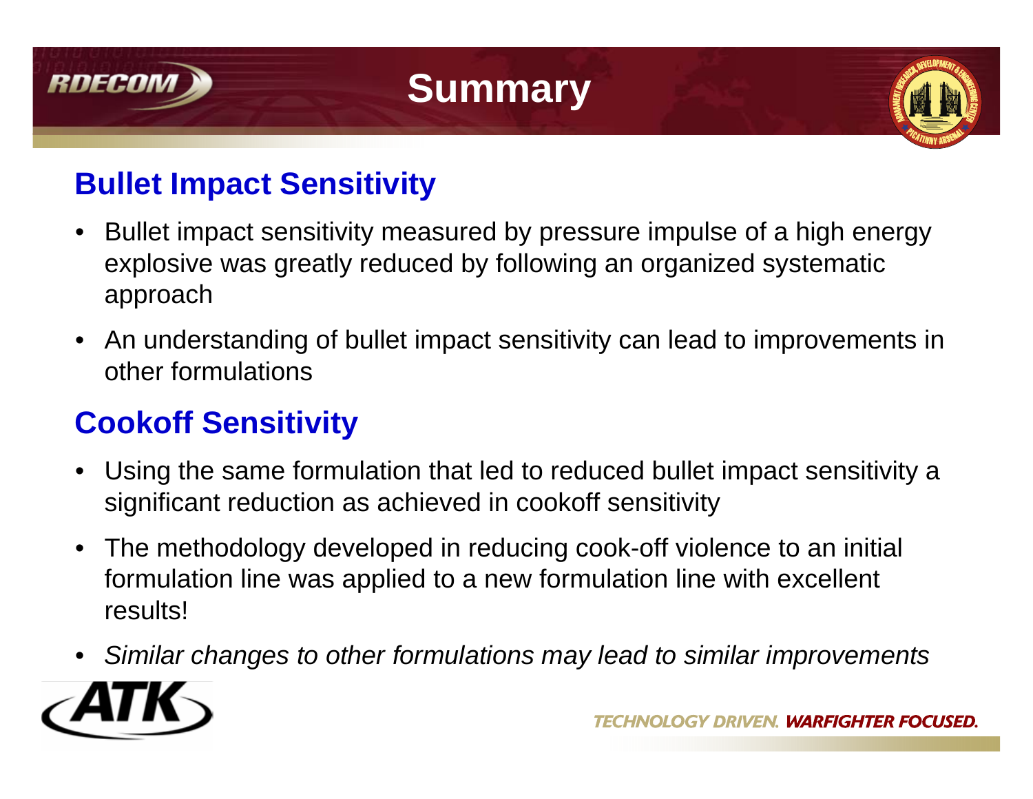# Summary

## Bullet Impact Sensitivity

- Bullet impact sensitivity measured by pressure impulse of a high energy explosive was greatly reduced by following an organized systematic approach
- An understanding of bullet impact sensitivity can lead to improvements in other formulations

## Cookoff Sensitivity

- Using the same formulation that led to reduced bullet impact sensitivity a significant reduction as achieved in cookoff sensitivity
- The methodology developed in reducing cook-off violence to an initial formulation line was applied to a new formulation line with excellent results!
- *Similar changes to other formulations may lead to similar improvements*